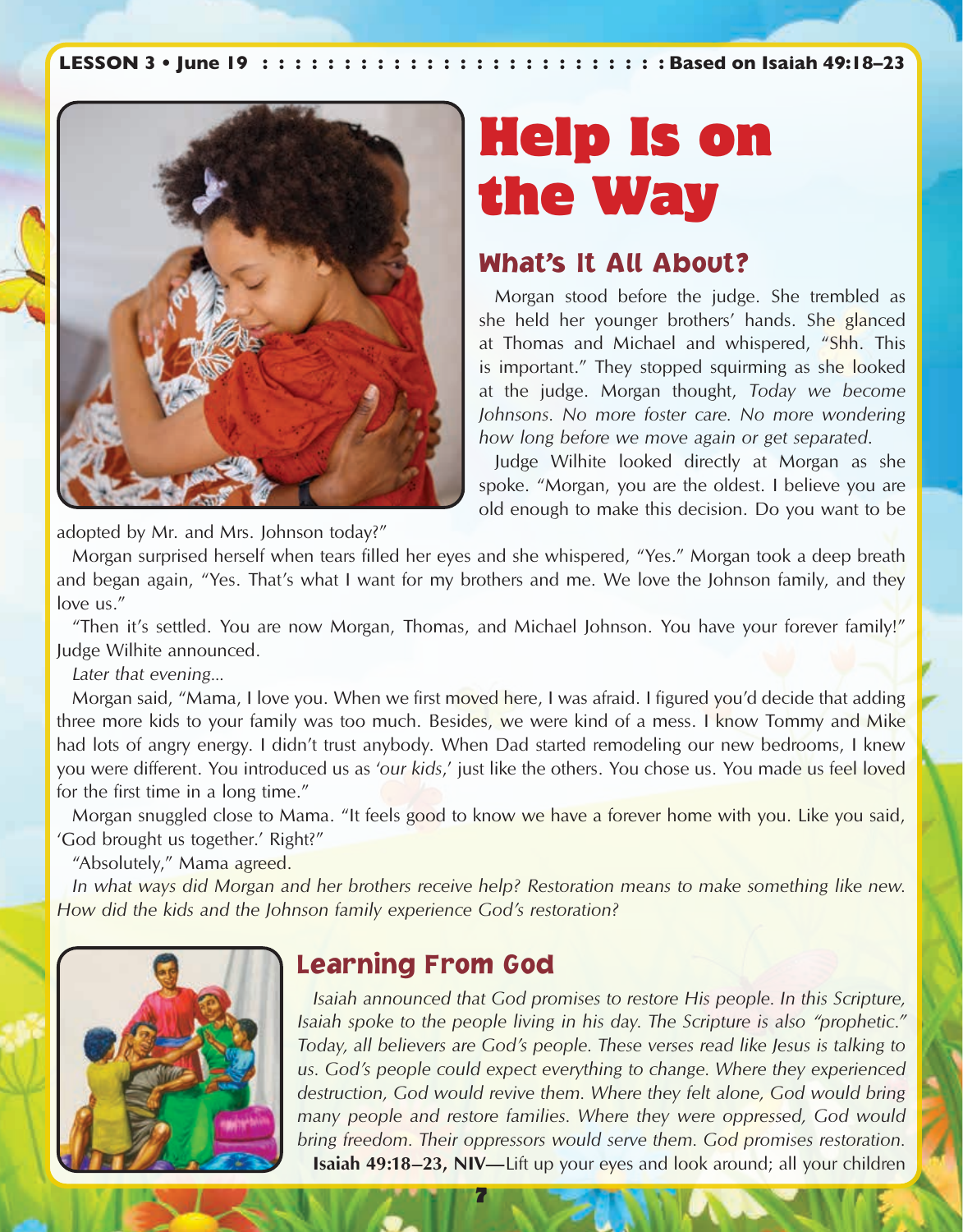LESSON 3 • June 19 : : : : : : : : : : : : : : : : : : : : : : : : : Based on Isaiah 49:18–23

# Help Is on the Way

## What's It All About?

Morgan stood before the judge. She trembled as she held her younger brothers' hands. She glanced at Thomas and Michael and whispered, "Shh. This is important." They stopped squirming as she looked at the judge. Morgan thought, *Today we become Johnsons. No more foster care. No more wondering how long before we move again or get separated.*

Judge Wilhite looked directly at Morgan as she spoke. "Morgan, you are the oldest. I believe you are old enough to make this decision. Do you want to be adopted by Mr. and Mrs. Johnson today?"

Morgan surprised herself when tears filled her eyes and she whispered, "Yes." Morgan took a deep breath and began again, "Yes. That's what I want for my brothers and me. We love the Johnson family, and they love us."

"Then it's settled. You are now Morgan, Thomas, and Michael Johnson. You have your forever family!" Judge Wilhite announced.

*Later that evening...*

Morgan said, "Mama, I love you. When we first moved here, I was afraid. I figured you'd decide that adding three more kids to your family was too much. Besides, we were kind of a mess. I know Tommy and Mike had lots of angry energy. I didn't trust anybody. When Dad started remodeling our new bedrooms, I knew you were different. You introduced us as *'our kids,'* just like the others. You chose us. You made us feel loved for the first time in a long time."

Morgan snuggled close to Mama. "It feels good to know we have a forever home with you. Like you said, 'God brought us together.' Right?"

"Absolutely," Mama agreed.

*In what ways did Morgan and her brothers receive help? Restoration means to make something like new. How did the kids and the Johnson family experience God's restoration?*

## Learning From God

*Isaiah announced that God promises to restore His people. In this Scripture, Isaiah spoke to the people living in his day. The Scripture is also "prophetic." Today, all believers are God's people. These verses read like Jesus is talking to us. God's people could expect everything to change. Where they experienced destruction, God would revive them. Where they felt alone, God would bring many people and restore families. Where they were oppressed, God would bring freedom. Their oppressors would serve them. God promises restoration.*

**Isaiah 49:18–23, NIV—**Lift up your eyes and look around; all your children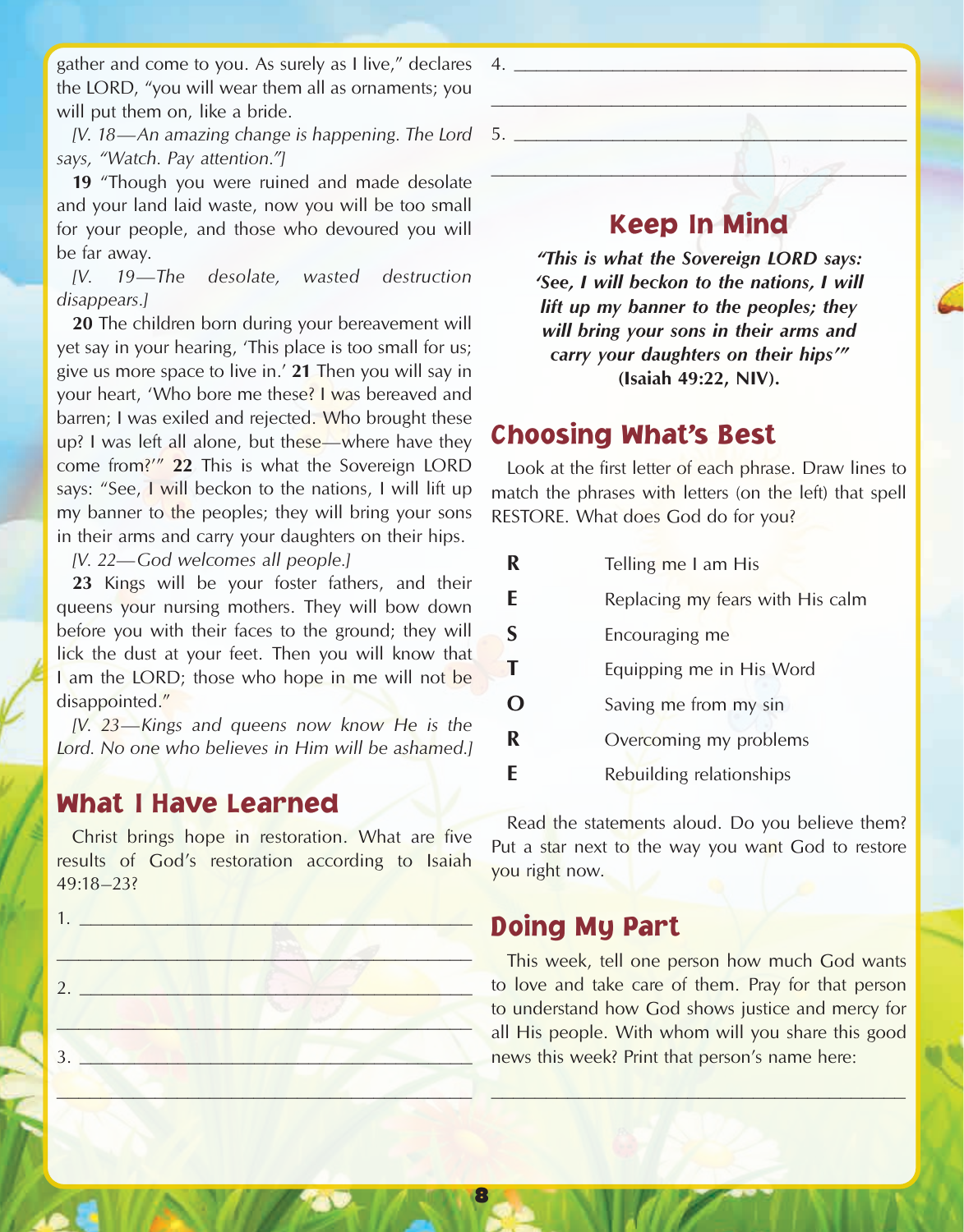gather and come to you. As surely as I live," declares the LORD, "you will wear them all as ornaments; you will put them on, like a bride.

*[V. 18—An amazing change is happening. The Lord says, "Watch. Pay attention."]*

**19** "Though you were ruined and made desolate and your land laid waste, now you will be too small for your people, and those who devoured you will be far away.

*[V. 19—The desolate, wasted destruction disappears.]*

**20** The children born during your bereavement will yet say in your hearing, 'This place is too small for us; give us more space to live in.' **21** Then you will say in your heart, 'Who bore me these? I was bereaved and barren; I was exiled and rejected. Who brought these up? I was left all alone, but these—where have they come from?'" **22** This is what the Sovereign LORD says: "See, I will beckon to the nations, I will lift up my banner to the peoples; they will bring your sons in their arms and carry your daughters on their hips.

*[V. 22—God welcomes all people.]*

**23** Kings will be your foster fathers, and their queens your nursing mothers. They will bow down before you with their faces to the ground; they will lick the dust at your feet. Then you will know that I am the LORD; those who hope in me will not be disappointed."

*[V. 23—Kings and queens now know He is the Lord. No one who believes in Him will be ashamed.]*

## What I Have Learned

Christ brings hope in restoration. What are five results of God's restoration according to Isaiah 49:18–23?

1. ________________________________________

________________________________________

2. ________________________________________

________________________________________

3. ________________________________________

________________________________________

4. ________________________________________

________________________________________

5. ________________________________________

________________________________________

## Keep In Mind

***"This is what the Sovereign LORD says: 'See, I will beckon to the nations, I will lift up my banner to the peoples; they will bring your sons in their arms and carry your daughters on their hips'"* (Isaiah 49:22, NIV).**

## Choosing What's Best

Look at the first letter of each phrase. Draw lines to match the phrases with letters (on the left) that spell RESTORE. What does God do for you?

| | |
|---|---|
| **R** | Telling me I am His |
| **E** | Replacing my fears with His calm |
| **S** | Encouraging me |
| **T** | Equipping me in His Word |
| **O** | Saving me from my sin |
| **R** | Overcoming my problems |
| **E** | Rebuilding relationships |

Read the statements aloud. Do you believe them? Put a star next to the way you want God to restore you right now.

## Doing My Part

This week, tell one person how much God wants to love and take care of them. Pray for that person to understand how God shows justice and mercy for all His people. With whom will you share this good news this week? Print that person's name here:

________________________________________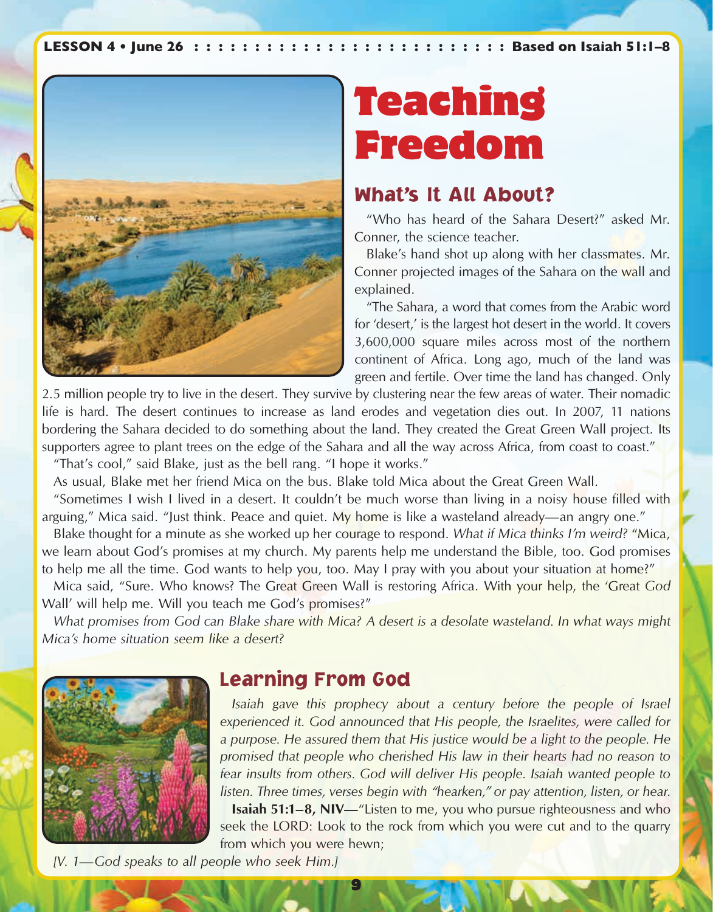LESSON 4 • June 26 Based on Isaiah 51:1–8

# Teaching Freedom

## What's It All About?

"Who has heard of the Sahara Desert?" asked Mr. Conner, the science teacher.

Blake's hand shot up along with her classmates. Mr. Conner projected images of the Sahara on the wall and explained.

"The Sahara, a word that comes from the Arabic word for 'desert,' is the largest hot desert in the world. It covers 3,600,000 square miles across most of the northern continent of Africa. Long ago, much of the land was green and fertile. Over time the land has changed. Only 2.5 million people try to live in the desert. They survive by clustering near the few areas of water. Their nomadic life is hard. The desert continues to increase as land erodes and vegetation dies out. In 2007, 11 nations bordering the Sahara decided to do something about the land. They created the Great Green Wall project. Its supporters agree to plant trees on the edge of the Sahara and all the way across Africa, from coast to coast."

"That's cool," said Blake, just as the bell rang. "I hope it works."

As usual, Blake met her friend Mica on the bus. Blake told Mica about the Great Green Wall.

"Sometimes I wish I lived in a desert. It couldn't be much worse than living in a noisy house filled with arguing," Mica said. "Just think. Peace and quiet. My home is like a wasteland already—an angry one."

Blake thought for a minute as she worked up her courage to respond. *What if Mica thinks I'm weird?* "Mica, we learn about God's promises at my church. My parents help me understand the Bible, too. God promises to help me all the time. God wants to help you, too. May I pray with you about your situation at home?"

Mica said, "Sure. Who knows? The Great Green Wall is restoring Africa. With your help, the 'Great *God* Wall' will help me. Will you teach me God's promises?"

*What promises from God can Blake share with Mica? A desert is a desolate wasteland. In what ways might Mica's home situation seem like a desert?*

## Learning From God

*Isaiah gave this prophecy about a century before the people of Israel experienced it. God announced that His people, the Israelites, were called for a purpose. He assured them that His justice would be a light to the people. He promised that people who cherished His law in their hearts had no reason to fear insults from others. God will deliver His people. Isaiah wanted people to listen. Three times, verses begin with "hearken," or pay attention, listen, or hear.*

**Isaiah 51:1–8, NIV—**"Listen to me, you who pursue righteousness and who seek the LORD: Look to the rock from which you were cut and to the quarry from which you were hewn;

*[V. 1—God speaks to all people who seek Him.]*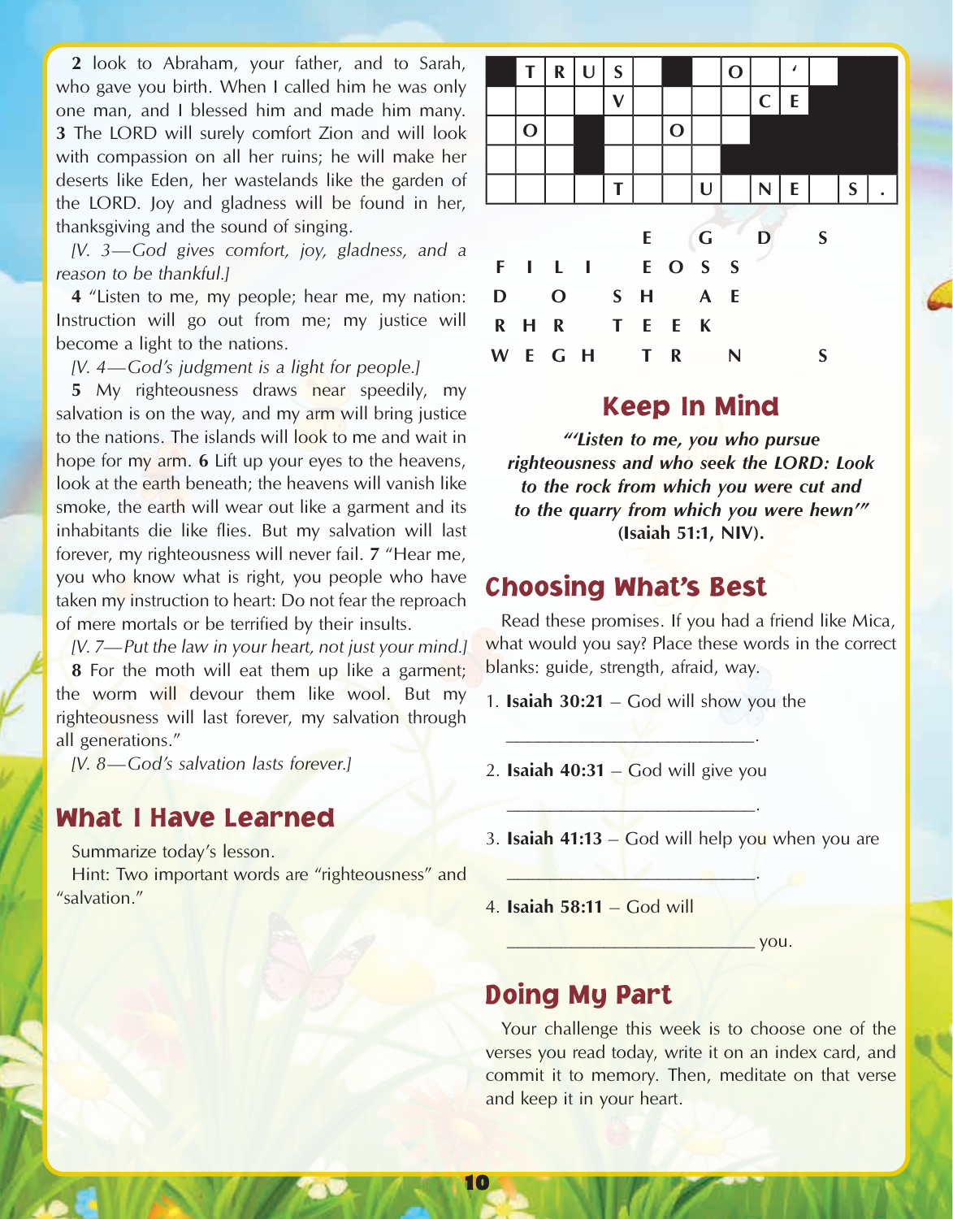**2** look to Abraham, your father, and to Sarah, who gave you birth. When I called him he was only one man, and I blessed him and made him many. **3** The LORD will surely comfort Zion and will look with compassion on all her ruins; he will make her deserts like Eden, her wastelands like the garden of the LORD. Joy and gladness will be found in her, thanksgiving and the sound of singing.

*[V. 3—God gives comfort, joy, gladness, and a reason to be thankful.]*

**4** "Listen to me, my people; hear me, my nation: Instruction will go out from me; my justice will become a light to the nations.

*[V. 4—God's judgment is a light for people.]*

**5** My righteousness draws near speedily, my salvation is on the way, and my arm will bring justice to the nations. The islands will look to me and wait in hope for my arm. **6** Lift up your eyes to the heavens, look at the earth beneath; the heavens will vanish like smoke, the earth will wear out like a garment and its inhabitants die like flies. But my salvation will last forever, my righteousness will never fail. **7** "Hear me, you who know what is right, you people who have taken my instruction to heart: Do not fear the reproach of mere mortals or be terrified by their insults.

*[V. 7—Put the law in your heart, not just your mind.]*

**8** For the moth will eat them up like a garment; the worm will devour them like wool. But my righteousness will last forever, my salvation through all generations."

*[V. 8—God's salvation lasts forever.]*

## What I Have Learned

Summarize today's lesson.

Hint: Two important words are "righteousness" and "salvation."

| | | | | | | | | | | | | | |
|---|---|---|---|---|---|---|---|---|---|---|---|---|---|
| ■ | T | R | U | S | | ■ | | O | | ' | | ■ | ■ |
| | | | | V | | | | | C | E | ■ | ■ | ■ |
| | O | | ■ | | | O | | | ■ | ■ | ■ | ■ | ■ |
| | | | ■ | | | | | ■ | ■ | ■ | ■ | ■ | ■ |
| | | | | T | | | U | | N | E | | S | . |

| | | | | | | | | | | | |
|---|---|---|---|---|---|---|---|---|---|---|---|
| | | | | | E | | G | | D | | S |
| F | I | L | I | | E | O | S | S | | | |
| D | | O | | S | H | | A | E | | | |
| R | H | R | | T | E | E | K | | | | |
| W | E | G | H | | T | R | | N | | | S |

## Keep In Mind

***"'Listen to me, you who pursue righteousness and who seek the LORD: Look to the rock from which you were cut and to the quarry from which you were hewn'"* (Isaiah 51:1, NIV).**

## Choosing What's Best

Read these promises. If you had a friend like Mica, what would you say? Place these words in the correct blanks: guide, strength, afraid, way.

1. **Isaiah 30:21** – God will show you the _________________________.
2. **Isaiah 40:31** – God will give you _________________________.
3. **Isaiah 41:13** – God will help you when you are _________________________.
4. **Isaiah 58:11** – God will _________________________ you.

## Doing My Part

Your challenge this week is to choose one of the verses you read today, write it on an index card, and commit it to memory. Then, meditate on that verse and keep it in your heart.